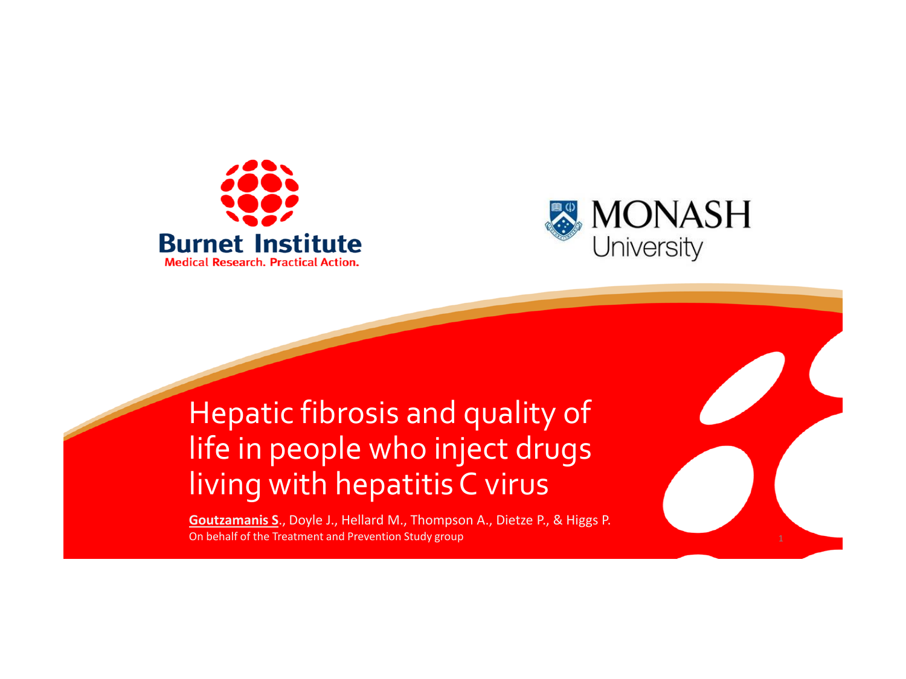Burnet Institute
Medical Research. Practical Action.

MONASH University

# Hepatic fibrosis and quality of life in people who inject drugs living with hepatitis C virus

**Goutzamanis S**., Doyle J., Hellard M., Thompson A., Dietze P., & Higgs P.

On behalf of the Treatment and Prevention Study group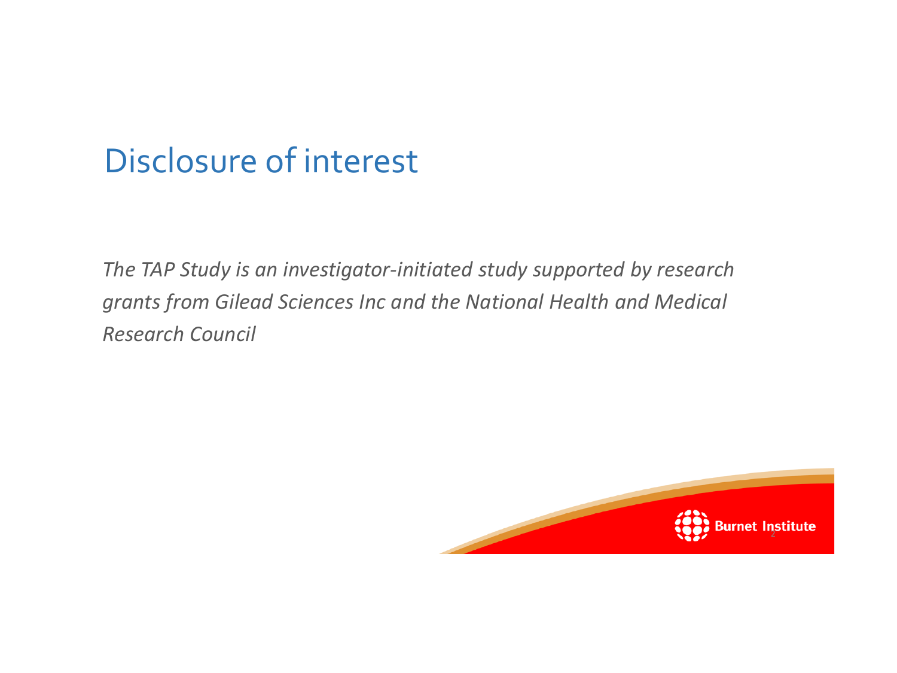# Disclosure of interest

*The TAP Study is an investigator-initiated study supported by research grants from Gilead Sciences Inc and the National Health and Medical Research Council*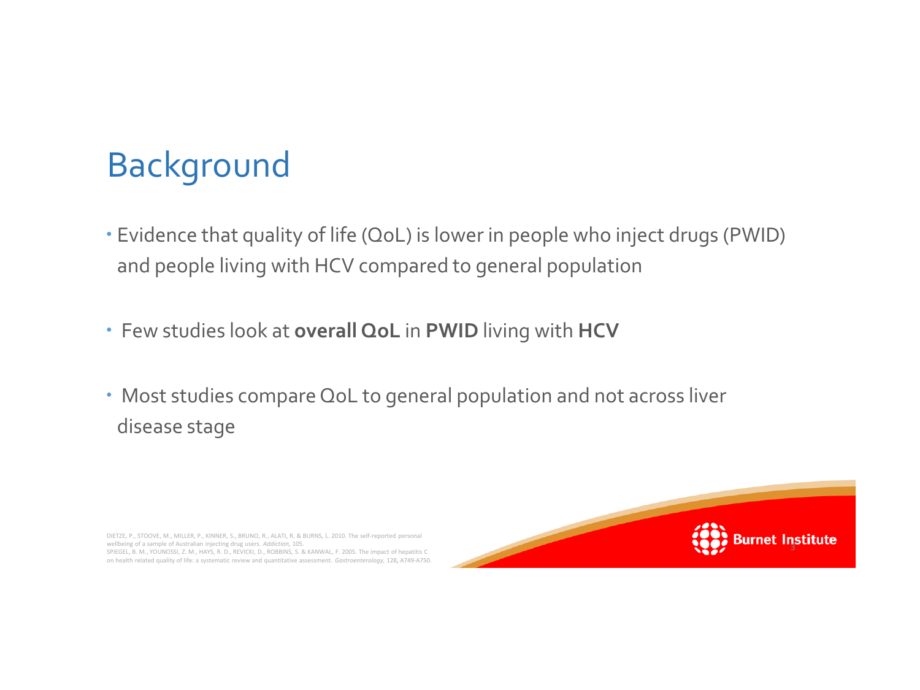# Background

- Evidence that quality of life (QoL) is lower in people who inject drugs (PWID) and people living with HCV compared to general population
- Few studies look at **overall QoL** in **PWID** living with **HCV**
- Most studies compare QoL to general population and not across liver disease stage

DIETZE, P., STOOVE, M., MILLER, P., KINNER, S., BRUNO, R., ALATI, R. & BURNS, L. 2010. The self-reported personal wellbeing of a sample of Australian injecting drug users. *Addiction*, 105.
SPIEGEL, B. M., YOUNOSSI, Z. M., HAYS, R. D., REVICKI, D., ROBBINS, S. & KANWAL, F. 2005. The impact of hepatitis C on health related quality of life: a systematic review and quantitative assessment. *Gastroenterology*, 128, A749-A750.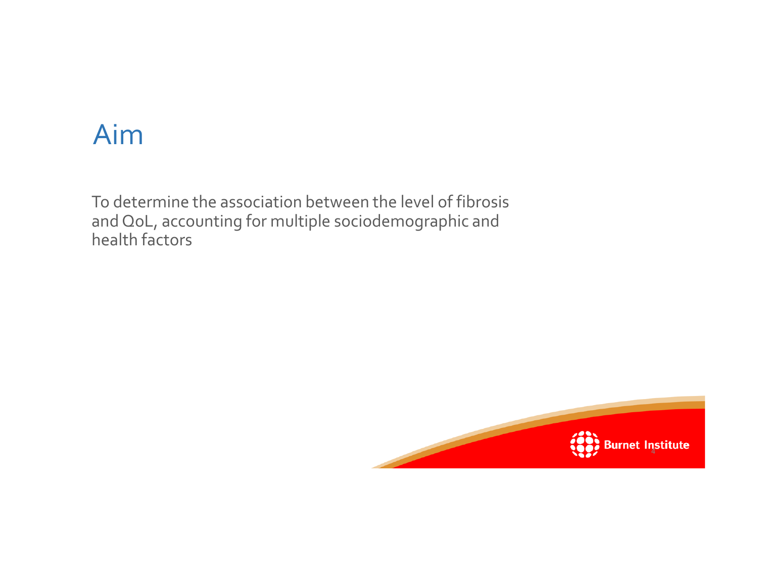# Aim

To determine the association between the level of fibrosis and QoL, accounting for multiple sociodemographic and health factors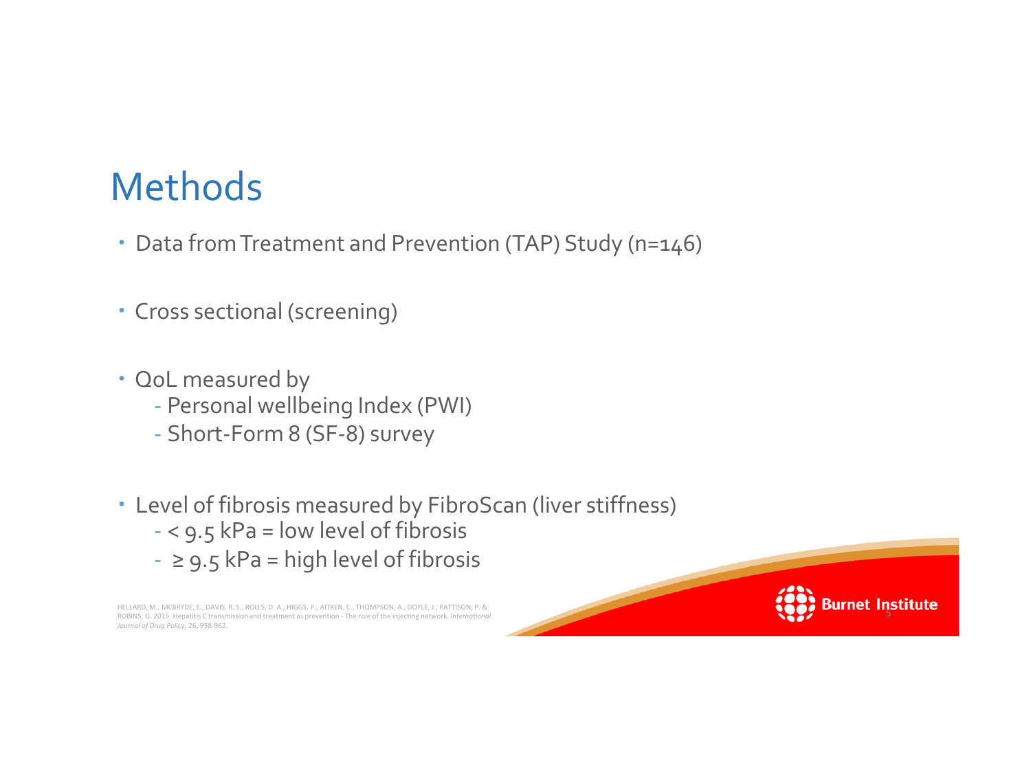# Methods

- Data from Treatment and Prevention (TAP) Study (n=146)

- Cross sectional (screening)

- QoL measured by
  - Personal wellbeing Index (PWI)
  - Short-Form 8 (SF-8) survey

- Level of fibrosis measured by FibroScan (liver stiffness)
  - < 9.5 kPa = low level of fibrosis
  - ≥ 9.5 kPa = high level of fibrosis

HELLARD, M., MCBRYDE, E., DAVIS, R. S., ROLLS, D. A., HIGGS, P., AITKEN, C., THOMPSON, A., DOYLE, J., PATTISON, P. & ROBINS, G. 2015. Hepatitis C transmission and treatment as prevention - The role of the injecting network. *International Journal of Drug Policy,* 26, 958-962.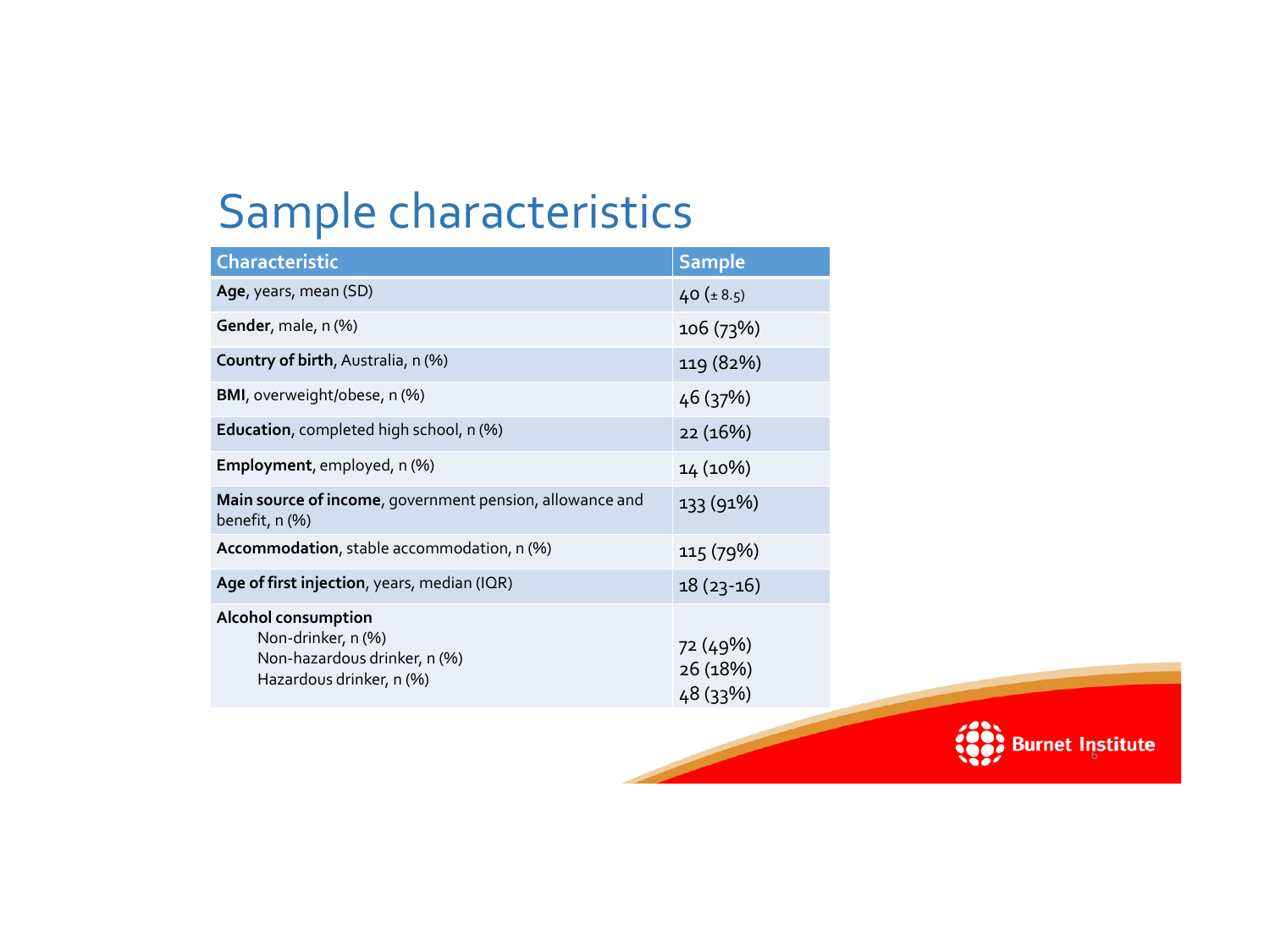# Sample characteristics

| Characteristic | Sample |
| --- | --- |
| **Age**, years, mean (SD) | 40 (± 8.5) |
| **Gender**, male, n (%) | 106 (73%) |
| **Country of birth**, Australia, n (%) | 119 (82%) |
| **BMI**, overweight/obese, n (%) | 46 (37%) |
| **Education**, completed high school, n (%) | 22 (16%) |
| **Employment**, employed, n (%) | 14 (10%) |
| **Main source of income**, government pension, allowance and benefit, n (%) | 133 (91%) |
| **Accommodation**, stable accommodation, n (%) | 115 (79%) |
| **Age of first injection**, years, median (IQR) | 18 (23-16) |
| **Alcohol consumption** | |
| Non-drinker, n (%) | 72 (49%) |
| Non-hazardous drinker, n (%) | 26 (18%) |
| Hazardous drinker, n (%) | 48 (33%) |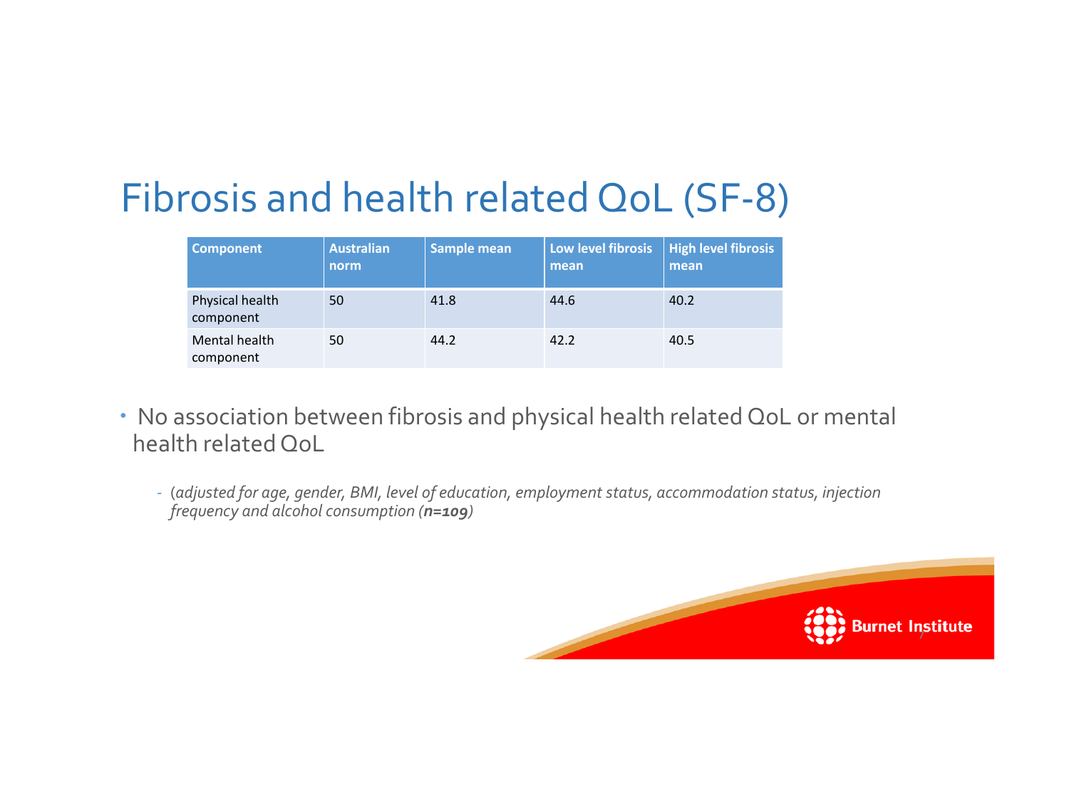# Fibrosis and health related QoL (SF-8)

| Component | Australian norm | Sample mean | Low level fibrosis mean | High level fibrosis mean |
|---|---|---|---|---|
| Physical health component | 50 | 41.8 | 44.6 | 40.2 |
| Mental health component | 50 | 44.2 | 42.2 | 40.5 |

- No association between fibrosis and physical health related QoL or mental health related QoL
  - *(adjusted for age, gender, BMI, level of education, employment status, accommodation status, injection frequency and alcohol consumption (**n=109**))*

Burnet Institute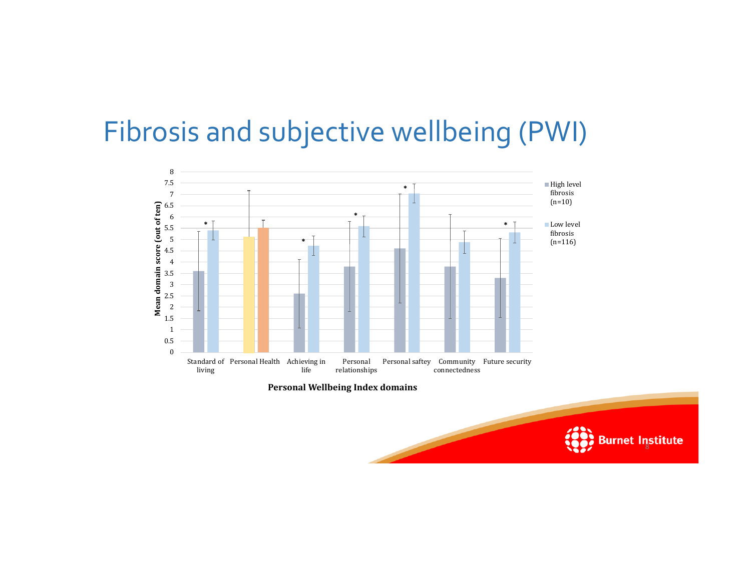# Fibrosis and subjective wellbeing (PWI)

Mean domain score (out of ten)

Personal Wellbeing Index domains

- High level fibrosis (n=10)
- Low level fibrosis (n=116)

Standard of living * | Personal Health | Achieving in life * | Personal relationships * | Personal saftey * | Community connectedness | Future security *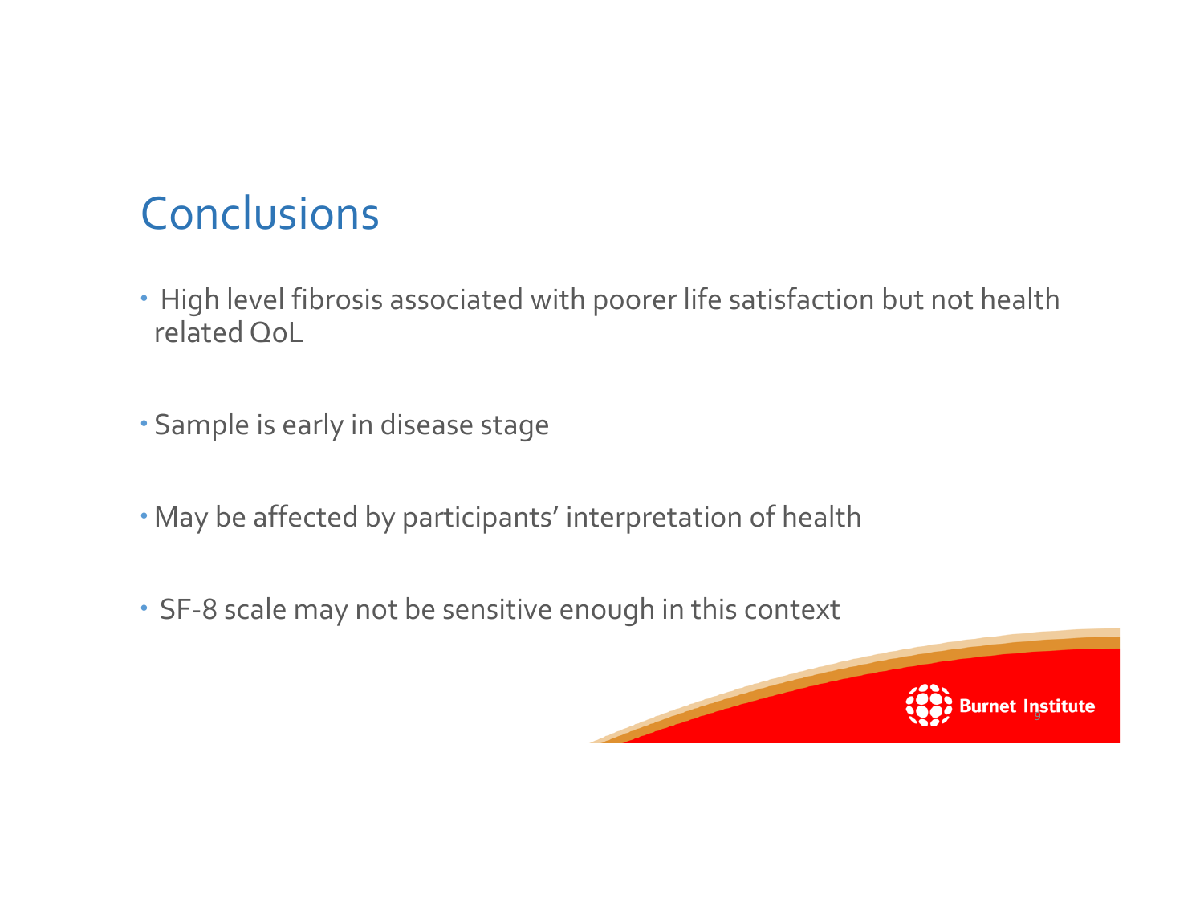# Conclusions

- High level fibrosis associated with poorer life satisfaction but not health related QoL
- Sample is early in disease stage
- May be affected by participants' interpretation of health
- SF-8 scale may not be sensitive enough in this context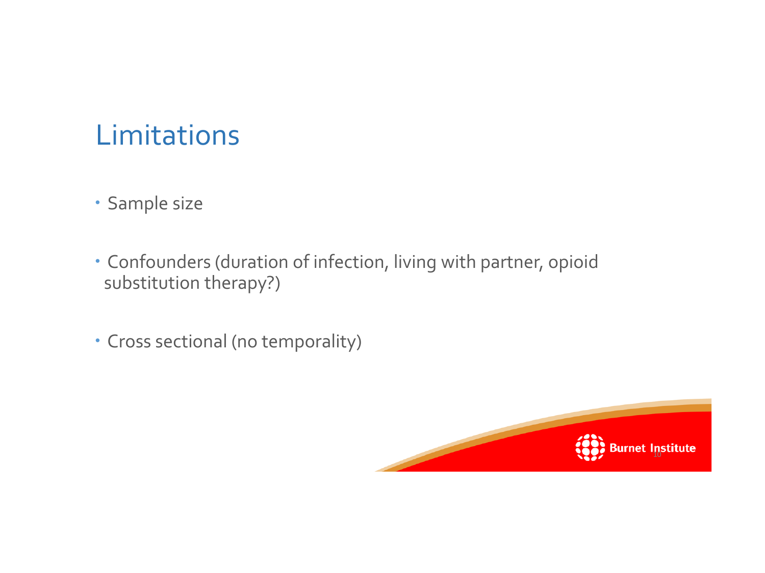# Limitations

- Sample size
- Confounders (duration of infection, living with partner, opioid substitution therapy?)
- Cross sectional (no temporality)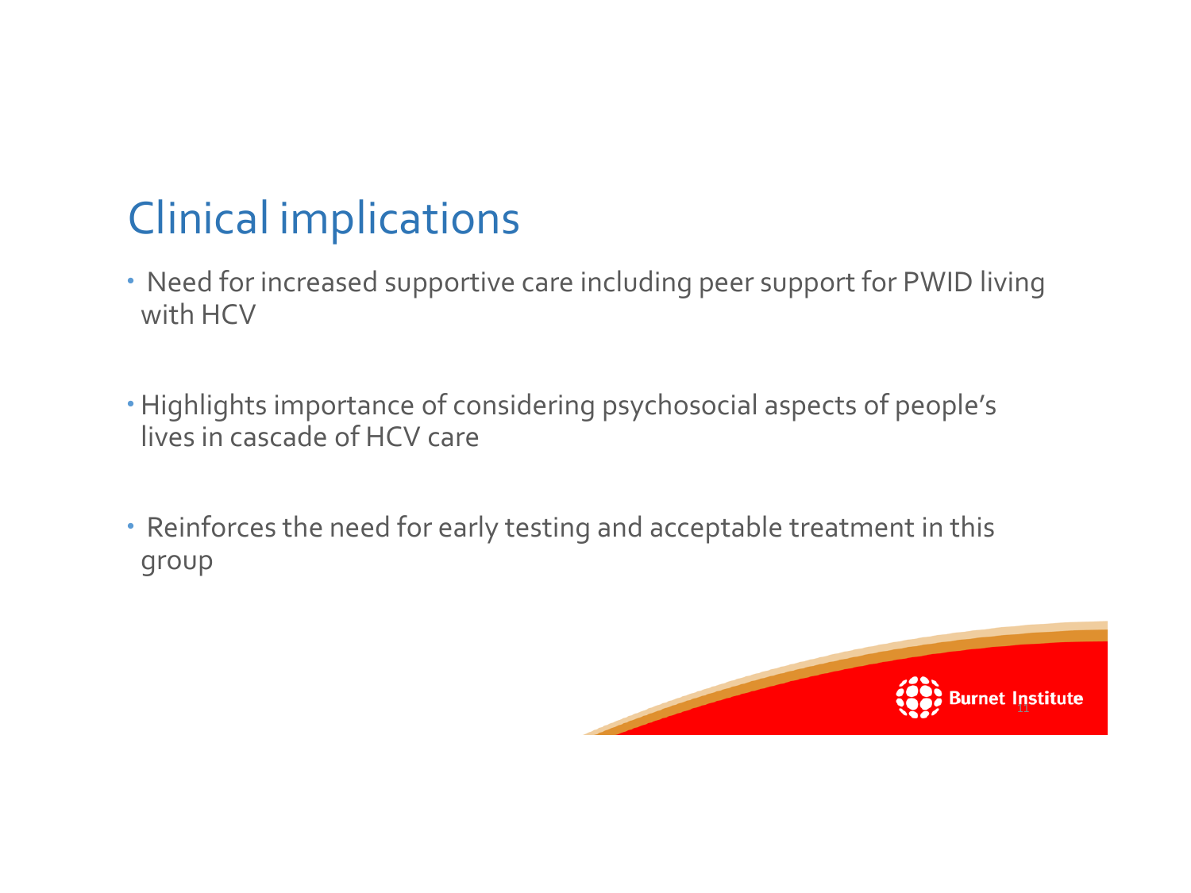# Clinical implications

- Need for increased supportive care including peer support for PWID living with HCV
- Highlights importance of considering psychosocial aspects of people's lives in cascade of HCV care
- Reinforces the need for early testing and acceptable treatment in this group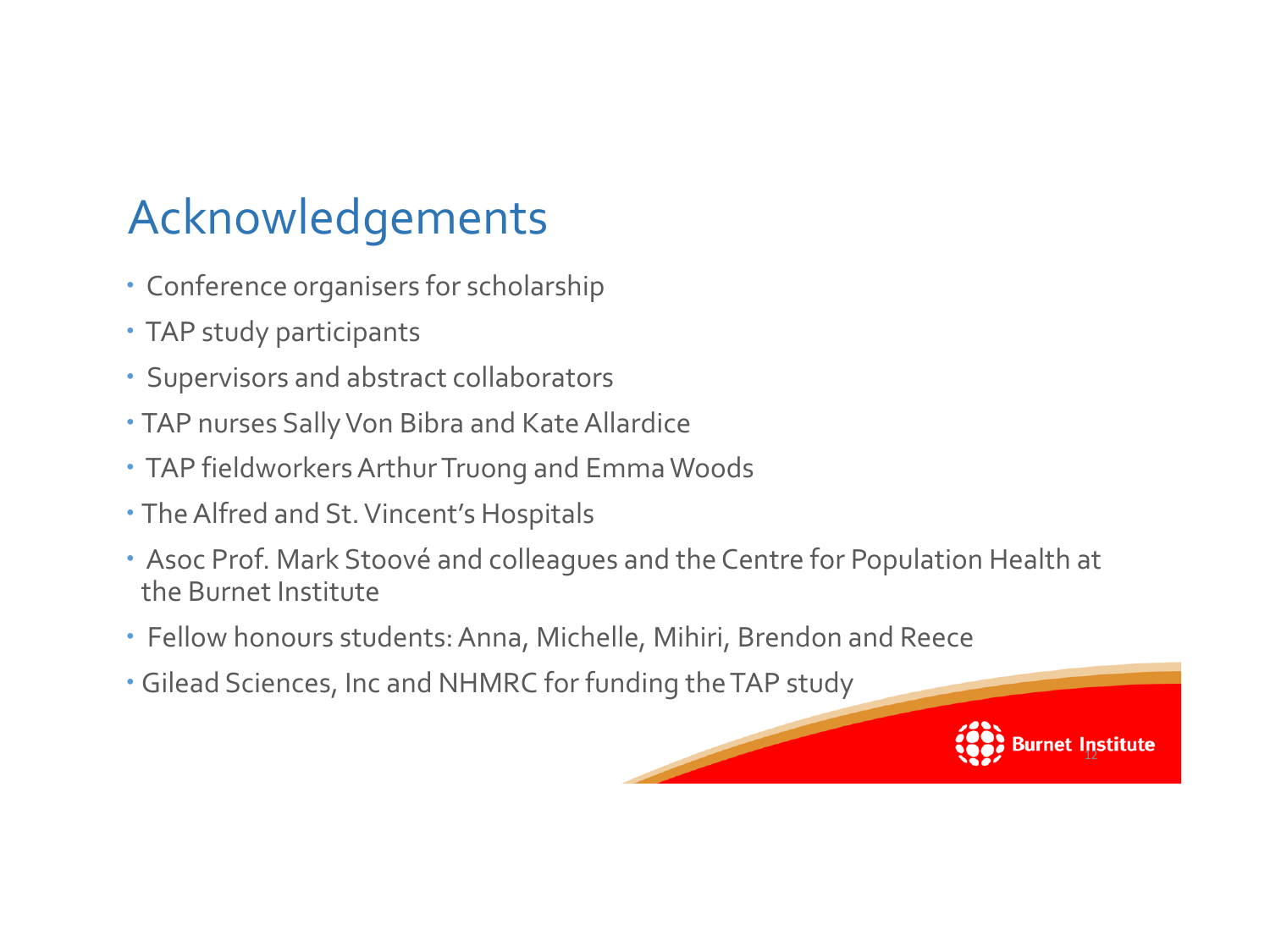# Acknowledgements

- Conference organisers for scholarship
- TAP study participants
- Supervisors and abstract collaborators
- TAP nurses Sally Von Bibra and Kate Allardice
- TAP fieldworkers Arthur Truong and Emma Woods
- The Alfred and St. Vincent's Hospitals
- Asoc Prof. Mark Stoové and colleagues and the Centre for Population Health at the Burnet Institute
- Fellow honours students: Anna, Michelle, Mihiri, Brendon and Reece
- Gilead Sciences, Inc and NHMRC for funding the TAP study

Burnet Institute